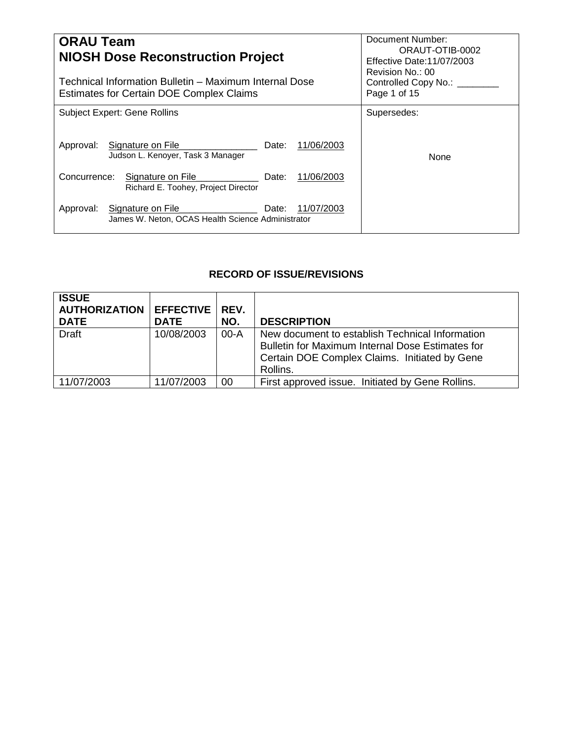| **ORAU Team**<br>**NIOSH Dose Reconstruction Project**<br><br>Technical Information Bulletin – Maximum Internal Dose Estimates for Certain DOE Complex Claims | Document Number: ORAUT-OTIB-0002<br>Effective Date:11/07/2003<br>Revision No.: 00<br>Controlled Copy No.: ________<br>Page 1 of 15 |
|---|---|
| Subject Expert: Gene Rollins<br><br>Approval: Signature on File Date: 11/06/2003<br>Judson L. Kenoyer, Task 3 Manager<br><br>Concurrence: Signature on File Date: 11/06/2003<br>Richard E. Toohey, Project Director<br><br>Approval: Signature on File Date: 11/07/2003<br>James W. Neton, OCAS Health Science Administrator | Supersedes:<br><br>None |

## RECORD OF ISSUE/REVISIONS

| ISSUE AUTHORIZATION DATE | EFFECTIVE DATE | REV. NO. | DESCRIPTION |
|---|---|---|---|
| Draft | 10/08/2003 | 00-A | New document to establish Technical Information Bulletin for Maximum Internal Dose Estimates for Certain DOE Complex Claims. Initiated by Gene Rollins. |
| 11/07/2003 | 11/07/2003 | 00 | First approved issue. Initiated by Gene Rollins. |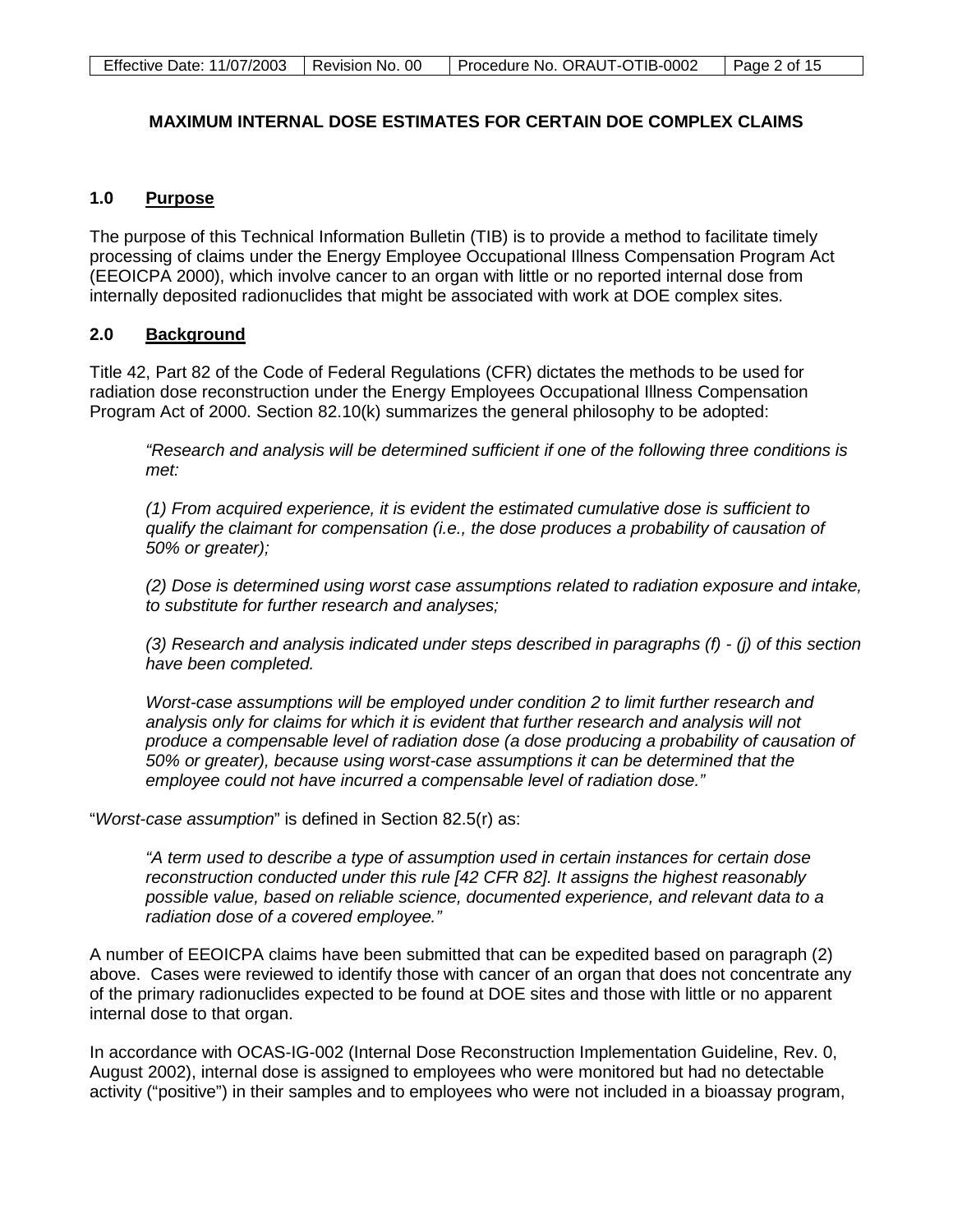**MAXIMUM INTERNAL DOSE ESTIMATES FOR CERTAIN DOE COMPLEX CLAIMS**

## 1.0 Purpose

The purpose of this Technical Information Bulletin (TIB) is to provide a method to facilitate timely processing of claims under the Energy Employee Occupational Illness Compensation Program Act (EEOICPA 2000), which involve cancer to an organ with little or no reported internal dose from internally deposited radionuclides that might be associated with work at DOE complex sites.

## 2.0 Background

Title 42, Part 82 of the Code of Federal Regulations (CFR) dictates the methods to be used for radiation dose reconstruction under the Energy Employees Occupational Illness Compensation Program Act of 2000. Section 82.10(k) summarizes the general philosophy to be adopted:

> *"Research and analysis will be determined sufficient if one of the following three conditions is met:*
>
> *(1) From acquired experience, it is evident the estimated cumulative dose is sufficient to qualify the claimant for compensation (i.e., the dose produces a probability of causation of 50% or greater);*
>
> *(2) Dose is determined using worst case assumptions related to radiation exposure and intake, to substitute for further research and analyses;*
>
> *(3) Research and analysis indicated under steps described in paragraphs (f) - (j) of this section have been completed.*
>
> *Worst-case assumptions will be employed under condition 2 to limit further research and analysis only for claims for which it is evident that further research and analysis will not produce a compensable level of radiation dose (a dose producing a probability of causation of 50% or greater), because using worst-case assumptions it can be determined that the employee could not have incurred a compensable level of radiation dose."*

"*Worst-case assumption*" is defined in Section 82.5(r) as:

> *"A term used to describe a type of assumption used in certain instances for certain dose reconstruction conducted under this rule [42 CFR 82]. It assigns the highest reasonably possible value, based on reliable science, documented experience, and relevant data to a radiation dose of a covered employee."*

A number of EEOICPA claims have been submitted that can be expedited based on paragraph (2) above. Cases were reviewed to identify those with cancer of an organ that does not concentrate any of the primary radionuclides expected to be found at DOE sites and those with little or no apparent internal dose to that organ.

In accordance with OCAS-IG-002 (Internal Dose Reconstruction Implementation Guideline, Rev. 0, August 2002), internal dose is assigned to employees who were monitored but had no detectable activity ("positive") in their samples and to employees who were not included in a bioassay program,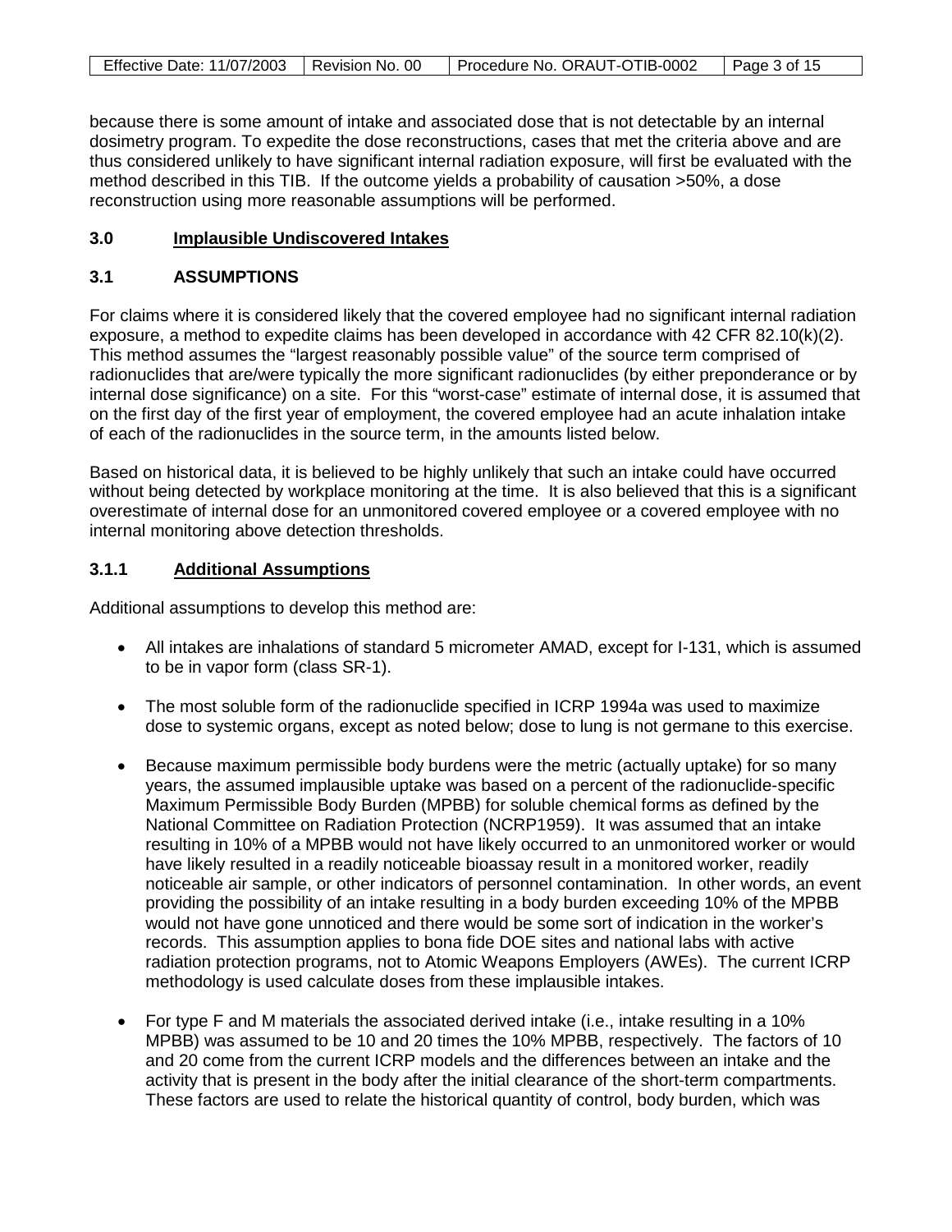because there is some amount of intake and associated dose that is not detectable by an internal dosimetry program. To expedite the dose reconstructions, cases that met the criteria above and are thus considered unlikely to have significant internal radiation exposure, will first be evaluated with the method described in this TIB. If the outcome yields a probability of causation >50%, a dose reconstruction using more reasonable assumptions will be performed.

## 3.0 Implausible Undiscovered Intakes

### 3.1 ASSUMPTIONS

For claims where it is considered likely that the covered employee had no significant internal radiation exposure, a method to expedite claims has been developed in accordance with 42 CFR 82.10(k)(2). This method assumes the "largest reasonably possible value" of the source term comprised of radionuclides that are/were typically the more significant radionuclides (by either preponderance or by internal dose significance) on a site. For this "worst-case" estimate of internal dose, it is assumed that on the first day of the first year of employment, the covered employee had an acute inhalation intake of each of the radionuclides in the source term, in the amounts listed below.

Based on historical data, it is believed to be highly unlikely that such an intake could have occurred without being detected by workplace monitoring at the time. It is also believed that this is a significant overestimate of internal dose for an unmonitored covered employee or a covered employee with no internal monitoring above detection thresholds.

#### 3.1.1 Additional Assumptions

Additional assumptions to develop this method are:

- All intakes are inhalations of standard 5 micrometer AMAD, except for I-131, which is assumed to be in vapor form (class SR-1).
- The most soluble form of the radionuclide specified in ICRP 1994a was used to maximize dose to systemic organs, except as noted below; dose to lung is not germane to this exercise.
- Because maximum permissible body burdens were the metric (actually uptake) for so many years, the assumed implausible uptake was based on a percent of the radionuclide-specific Maximum Permissible Body Burden (MPBB) for soluble chemical forms as defined by the National Committee on Radiation Protection (NCRP1959). It was assumed that an intake resulting in 10% of a MPBB would not have likely occurred to an unmonitored worker or would have likely resulted in a readily noticeable bioassay result in a monitored worker, readily noticeable air sample, or other indicators of personnel contamination. In other words, an event providing the possibility of an intake resulting in a body burden exceeding 10% of the MPBB would not have gone unnoticed and there would be some sort of indication in the worker's records. This assumption applies to bona fide DOE sites and national labs with active radiation protection programs, not to Atomic Weapons Employers (AWEs). The current ICRP methodology is used calculate doses from these implausible intakes.
- For type F and M materials the associated derived intake (i.e., intake resulting in a 10% MPBB) was assumed to be 10 and 20 times the 10% MPBB, respectively. The factors of 10 and 20 come from the current ICRP models and the differences between an intake and the activity that is present in the body after the initial clearance of the short-term compartments. These factors are used to relate the historical quantity of control, body burden, which was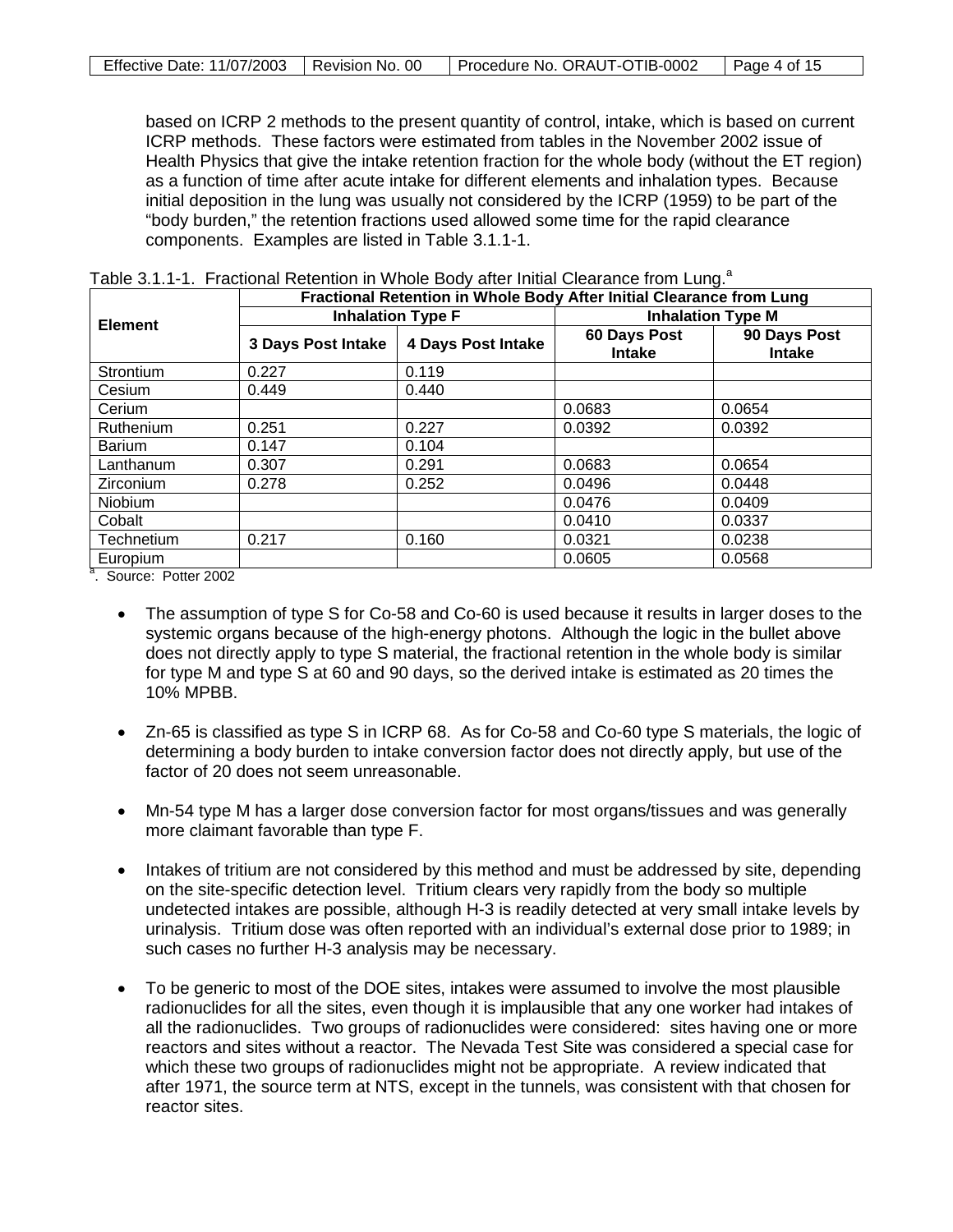based on ICRP 2 methods to the present quantity of control, intake, which is based on current ICRP methods. These factors were estimated from tables in the November 2002 issue of Health Physics that give the intake retention fraction for the whole body (without the ET region) as a function of time after acute intake for different elements and inhalation types. Because initial deposition in the lung was usually not considered by the ICRP (1959) to be part of the "body burden," the retention fractions used allowed some time for the rapid clearance components. Examples are listed in Table 3.1.1-1.

Table 3.1.1-1. Fractional Retention in Whole Body after Initial Clearance from Lung.[a]

| Element | Fractional Retention in Whole Body After Initial Clearance from Lung | | | |
|---|---|---|---|---|
| | Inhalation Type F | | Inhalation Type M | |
| | 3 Days Post Intake | 4 Days Post Intake | 60 Days Post Intake | 90 Days Post Intake |
| Strontium | 0.227 | 0.119 | | |
| Cesium | 0.449 | 0.440 | | |
| Cerium | | | 0.0683 | 0.0654 |
| Ruthenium | 0.251 | 0.227 | 0.0392 | 0.0392 |
| Barium | 0.147 | 0.104 | | |
| Lanthanum | 0.307 | 0.291 | 0.0683 | 0.0654 |
| Zirconium | 0.278 | 0.252 | 0.0496 | 0.0448 |
| Niobium | | | 0.0476 | 0.0409 |
| Cobalt | | | 0.0410 | 0.0337 |
| Technetium | 0.217 | 0.160 | 0.0321 | 0.0238 |
| Europium | | | 0.0605 | 0.0568 |

a. Source: Potter 2002

- The assumption of type S for Co-58 and Co-60 is used because it results in larger doses to the systemic organs because of the high-energy photons. Although the logic in the bullet above does not directly apply to type S material, the fractional retention in the whole body is similar for type M and type S at 60 and 90 days, so the derived intake is estimated as 20 times the 10% MPBB.

- Zn-65 is classified as type S in ICRP 68. As for Co-58 and Co-60 type S materials, the logic of determining a body burden to intake conversion factor does not directly apply, but use of the factor of 20 does not seem unreasonable.

- Mn-54 type M has a larger dose conversion factor for most organs/tissues and was generally more claimant favorable than type F.

- Intakes of tritium are not considered by this method and must be addressed by site, depending on the site-specific detection level. Tritium clears very rapidly from the body so multiple undetected intakes are possible, although H-3 is readily detected at very small intake levels by urinalysis. Tritium dose was often reported with an individual's external dose prior to 1989; in such cases no further H-3 analysis may be necessary.

- To be generic to most of the DOE sites, intakes were assumed to involve the most plausible radionuclides for all the sites, even though it is implausible that any one worker had intakes of all the radionuclides. Two groups of radionuclides were considered: sites having one or more reactors and sites without a reactor. The Nevada Test Site was considered a special case for which these two groups of radionuclides might not be appropriate. A review indicated that after 1971, the source term at NTS, except in the tunnels, was consistent with that chosen for reactor sites.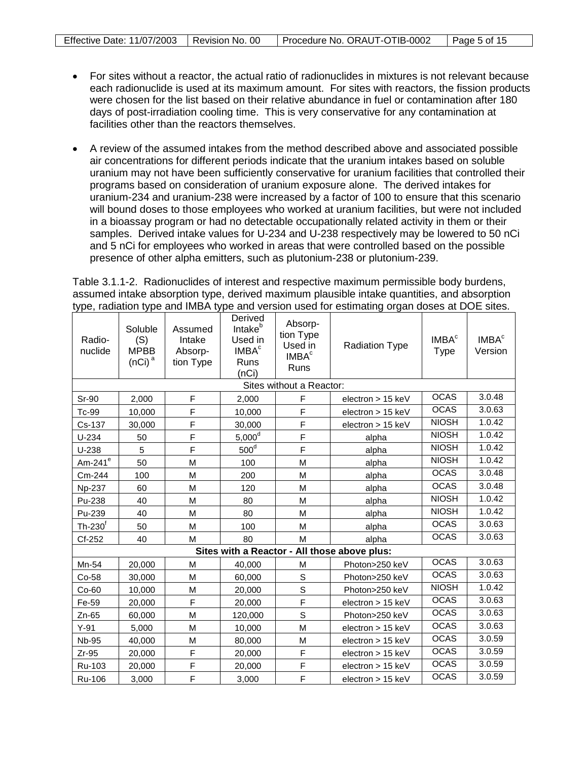- For sites without a reactor, the actual ratio of radionuclides in mixtures is not relevant because each radionuclide is used at its maximum amount. For sites with reactors, the fission products were chosen for the list based on their relative abundance in fuel or contamination after 180 days of post-irradiation cooling time. This is very conservative for any contamination at facilities other than the reactors themselves.

- A review of the assumed intakes from the method described above and associated possible air concentrations for different periods indicate that the uranium intakes based on soluble uranium may not have been sufficiently conservative for uranium facilities that controlled their programs based on consideration of uranium exposure alone. The derived intakes for uranium-234 and uranium-238 were increased by a factor of 100 to ensure that this scenario will bound doses to those employees who worked at uranium facilities, but were not included in a bioassay program or had no detectable occupationally related activity in them or their samples. Derived intake values for U-234 and U-238 respectively may be lowered to 50 nCi and 5 nCi for employees who worked in areas that were controlled based on the possible presence of other alpha emitters, such as plutonium-238 or plutonium-239.

Table 3.1.1-2. Radionuclides of interest and respective maximum permissible body burdens, assumed intake absorption type, derived maximum plausible intake quantities, and absorption type, radiation type and IMBA type and version used for estimating organ doses at DOE sites.

| Radio-nuclide | Soluble (S) MPBB (nCi) [a] | Assumed Intake Absorp-tion Type | Derived Intake[b] Used in IMBA[c] Runs (nCi) | Absorp-tion Type Used in IMBA[c] Runs | Radiation Type | IMBA[c] Type | IMBA[c] Version |
|---|---|---|---|---|---|---|---|
| Sites without a Reactor: | | | | | | | |
| Sr-90 | 2,000 | F | 2,000 | F | electron > 15 keV | OCAS | 3.0.48 |
| Tc-99 | 10,000 | F | 10,000 | F | electron > 15 keV | OCAS | 3.0.63 |
| Cs-137 | 30,000 | F | 30,000 | F | electron > 15 keV | NIOSH | 1.0.42 |
| U-234 | 50 | F | 5,000[d] | F | alpha | NIOSH | 1.0.42 |
| U-238 | 5 | F | 500[d] | F | alpha | NIOSH | 1.0.42 |
| Am-241[e] | 50 | M | 100 | M | alpha | NIOSH | 1.0.42 |
| Cm-244 | 100 | M | 200 | M | alpha | OCAS | 3.0.48 |
| Np-237 | 60 | M | 120 | M | alpha | OCAS | 3.0.48 |
| Pu-238 | 40 | M | 80 | M | alpha | NIOSH | 1.0.42 |
| Pu-239 | 40 | M | 80 | M | alpha | NIOSH | 1.0.42 |
| Th-230[f] | 50 | M | 100 | M | alpha | OCAS | 3.0.63 |
| Cf-252 | 40 | M | 80 | M | alpha | OCAS | 3.0.63 |
| **Sites with a Reactor - All those above plus:** | | | | | | | |
| Mn-54 | 20,000 | M | 40,000 | M | Photon>250 keV | OCAS | 3.0.63 |
| Co-58 | 30,000 | M | 60,000 | S | Photon>250 keV | OCAS | 3.0.63 |
| Co-60 | 10,000 | M | 20,000 | S | Photon>250 keV | NIOSH | 1.0.42 |
| Fe-59 | 20,000 | F | 20,000 | F | electron > 15 keV | OCAS | 3.0.63 |
| Zn-65 | 60,000 | M | 120,000 | S | Photon>250 keV | OCAS | 3.0.63 |
| Y-91 | 5,000 | M | 10,000 | M | electron > 15 keV | OCAS | 3.0.63 |
| Nb-95 | 40,000 | M | 80,000 | M | electron > 15 keV | OCAS | 3.0.59 |
| Zr-95 | 20,000 | F | 20,000 | F | electron > 15 keV | OCAS | 3.0.59 |
| Ru-103 | 20,000 | F | 20,000 | F | electron > 15 keV | OCAS | 3.0.59 |
| Ru-106 | 3,000 | F | 3,000 | F | electron > 15 keV | OCAS | 3.0.59 |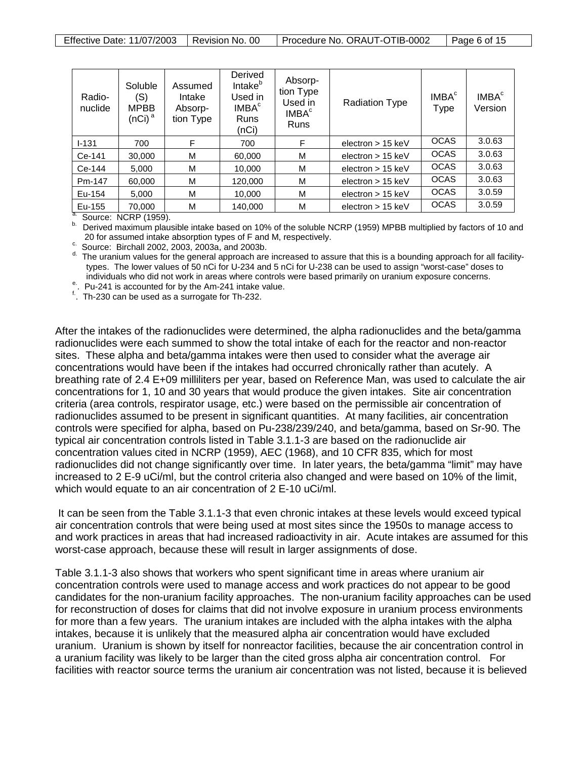| Radio-nuclide | Soluble (S) MPBB (nCi) [a] | Assumed Intake Absorp-tion Type | Derived Intake[b] Used in IMBA[c] Runs (nCi) | Absorp-tion Type Used in IMBA[c] Runs | Radiation Type | IMBA[c] Type | IMBA[c] Version |
|---|---|---|---|---|---|---|---|
| I-131 | 700 | F | 700 | F | electron > 15 keV | OCAS | 3.0.63 |
| Ce-141 | 30,000 | M | 60,000 | M | electron > 15 keV | OCAS | 3.0.63 |
| Ce-144 | 5,000 | M | 10,000 | M | electron > 15 keV | OCAS | 3.0.63 |
| Pm-147 | 60,000 | M | 120,000 | M | electron > 15 keV | OCAS | 3.0.63 |
| Eu-154 | 5,000 | M | 10,000 | M | electron > 15 keV | OCAS | 3.0.59 |
| Eu-155 | 70,000 | M | 140,000 | M | electron > 15 keV | OCAS | 3.0.59 |

a. Source: NCRP (1959).

b. Derived maximum plausible intake based on 10% of the soluble NCRP (1959) MPBB multiplied by factors of 10 and 20 for assumed intake absorption types of F and M, respectively.

c. Source: Birchall 2002, 2003, 2003a, and 2003b.

d. The uranium values for the general approach are increased to assure that this is a bounding approach for all facility-types. The lower values of 50 nCi for U-234 and 5 nCi for U-238 can be used to assign "worst-case" doses to individuals who did not work in areas where controls were based primarily on uranium exposure concerns.

e. Pu-241 is accounted for by the Am-241 intake value.

f. Th-230 can be used as a surrogate for Th-232.

After the intakes of the radionuclides were determined, the alpha radionuclides and the beta/gamma radionuclides were each summed to show the total intake of each for the reactor and non-reactor sites. These alpha and beta/gamma intakes were then used to consider what the average air concentrations would have been if the intakes had occurred chronically rather than acutely. A breathing rate of 2.4 E+09 milliliters per year, based on Reference Man, was used to calculate the air concentrations for 1, 10 and 30 years that would produce the given intakes. Site air concentration criteria (area controls, respirator usage, etc.) were based on the permissible air concentration of radionuclides assumed to be present in significant quantities. At many facilities, air concentration controls were specified for alpha, based on Pu-238/239/240, and beta/gamma, based on Sr-90. The typical air concentration controls listed in Table 3.1.1-3 are based on the radionuclide air concentration values cited in NCRP (1959), AEC (1968), and 10 CFR 835, which for most radionuclides did not change significantly over time. In later years, the beta/gamma "limit" may have increased to 2 E-9 uCi/ml, but the control criteria also changed and were based on 10% of the limit, which would equate to an air concentration of 2 E-10 uCi/ml.

It can be seen from the Table 3.1.1-3 that even chronic intakes at these levels would exceed typical air concentration controls that were being used at most sites since the 1950s to manage access to and work practices in areas that had increased radioactivity in air. Acute intakes are assumed for this worst-case approach, because these will result in larger assignments of dose.

Table 3.1.1-3 also shows that workers who spent significant time in areas where uranium air concentration controls were used to manage access and work practices do not appear to be good candidates for the non-uranium facility approaches. The non-uranium facility approaches can be used for reconstruction of doses for claims that did not involve exposure in uranium process environments for more than a few years. The uranium intakes are included with the alpha intakes with the alpha intakes, because it is unlikely that the measured alpha air concentration would have excluded uranium. Uranium is shown by itself for nonreactor facilities, because the air concentration control in a uranium facility was likely to be larger than the cited gross alpha air concentration control. For facilities with reactor source terms the uranium air concentration was not listed, because it is believed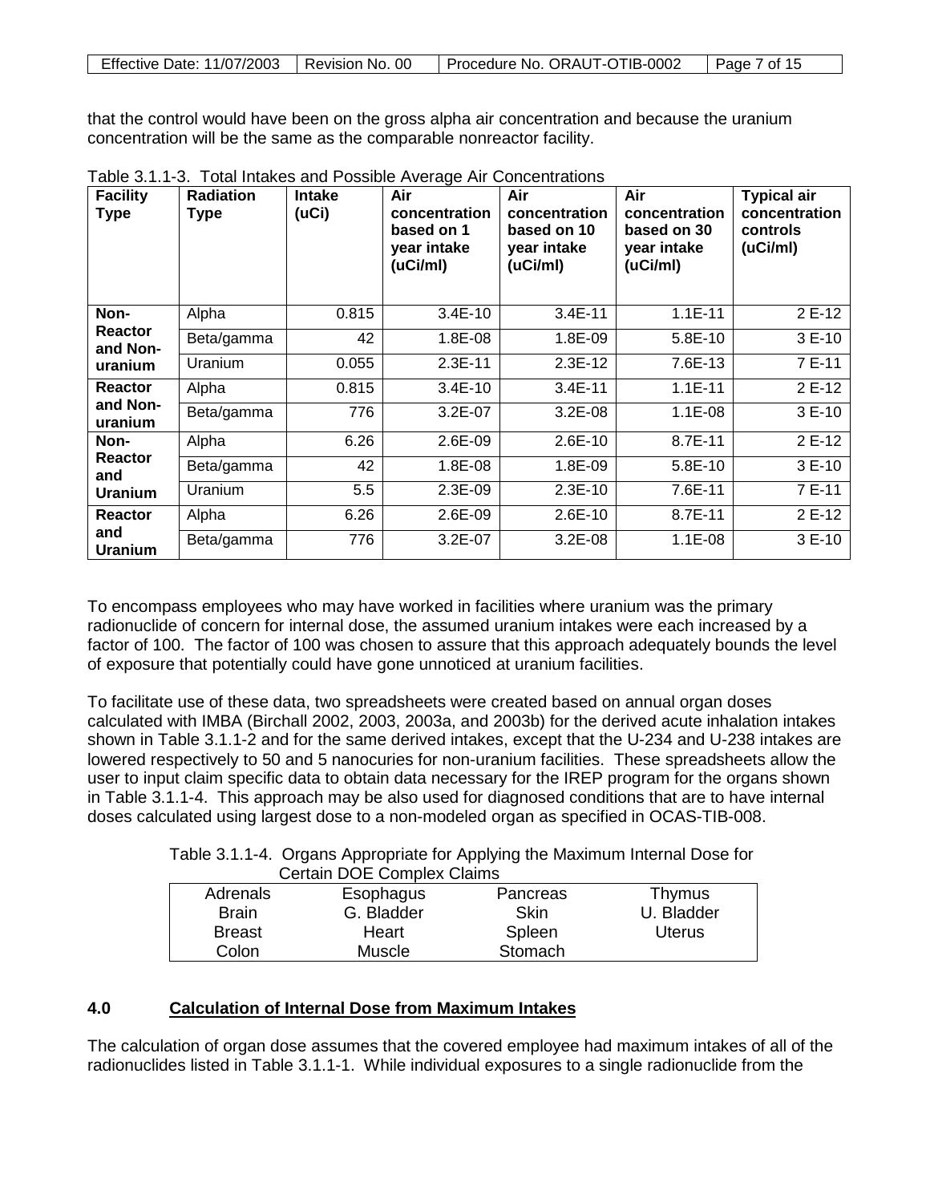that the control would have been on the gross alpha air concentration and because the uranium concentration will be the same as the comparable nonreactor facility.

Table 3.1.1-3. Total Intakes and Possible Average Air Concentrations

| Facility Type | Radiation Type | Intake (uCi) | Air concentration based on 1 year intake (uCi/ml) | Air concentration based on 10 year intake (uCi/ml) | Air concentration based on 30 year intake (uCi/ml) | Typical air concentration controls (uCi/ml) |
|---|---|---|---|---|---|---|
| Non-Reactor and Non-uranium | Alpha | 0.815 | 3.4E-10 | 3.4E-11 | 1.1E-11 | 2 E-12 |
| | Beta/gamma | 42 | 1.8E-08 | 1.8E-09 | 5.8E-10 | 3 E-10 |
| | Uranium | 0.055 | 2.3E-11 | 2.3E-12 | 7.6E-13 | 7 E-11 |
| Reactor and Non-uranium | Alpha | 0.815 | 3.4E-10 | 3.4E-11 | 1.1E-11 | 2 E-12 |
| | Beta/gamma | 776 | 3.2E-07 | 3.2E-08 | 1.1E-08 | 3 E-10 |
| Non-Reactor and Uranium | Alpha | 6.26 | 2.6E-09 | 2.6E-10 | 8.7E-11 | 2 E-12 |
| | Beta/gamma | 42 | 1.8E-08 | 1.8E-09 | 5.8E-10 | 3 E-10 |
| | Uranium | 5.5 | 2.3E-09 | 2.3E-10 | 7.6E-11 | 7 E-11 |
| Reactor and Uranium | Alpha | 6.26 | 2.6E-09 | 2.6E-10 | 8.7E-11 | 2 E-12 |
| | Beta/gamma | 776 | 3.2E-07 | 3.2E-08 | 1.1E-08 | 3 E-10 |

To encompass employees who may have worked in facilities where uranium was the primary radionuclide of concern for internal dose, the assumed uranium intakes were each increased by a factor of 100. The factor of 100 was chosen to assure that this approach adequately bounds the level of exposure that potentially could have gone unnoticed at uranium facilities.

To facilitate use of these data, two spreadsheets were created based on annual organ doses calculated with IMBA (Birchall 2002, 2003, 2003a, and 2003b) for the derived acute inhalation intakes shown in Table 3.1.1-2 and for the same derived intakes, except that the U-234 and U-238 intakes are lowered respectively to 50 and 5 nanocuries for non-uranium facilities. These spreadsheets allow the user to input claim specific data to obtain data necessary for the IREP program for the organs shown in Table 3.1.1-4. This approach may be also used for diagnosed conditions that are to have internal doses calculated using largest dose to a non-modeled organ as specified in OCAS-TIB-008.

Table 3.1.1-4. Organs Appropriate for Applying the Maximum Internal Dose for Certain DOE Complex Claims

| | | | |
|---|---|---|---|
| Adrenals | Esophagus | Pancreas | Thymus |
| Brain | G. Bladder | Skin | U. Bladder |
| Breast | Heart | Spleen | Uterus |
| Colon | Muscle | Stomach | |

## 4.0 Calculation of Internal Dose from Maximum Intakes

The calculation of organ dose assumes that the covered employee had maximum intakes of all of the radionuclides listed in Table 3.1.1-1. While individual exposures to a single radionuclide from the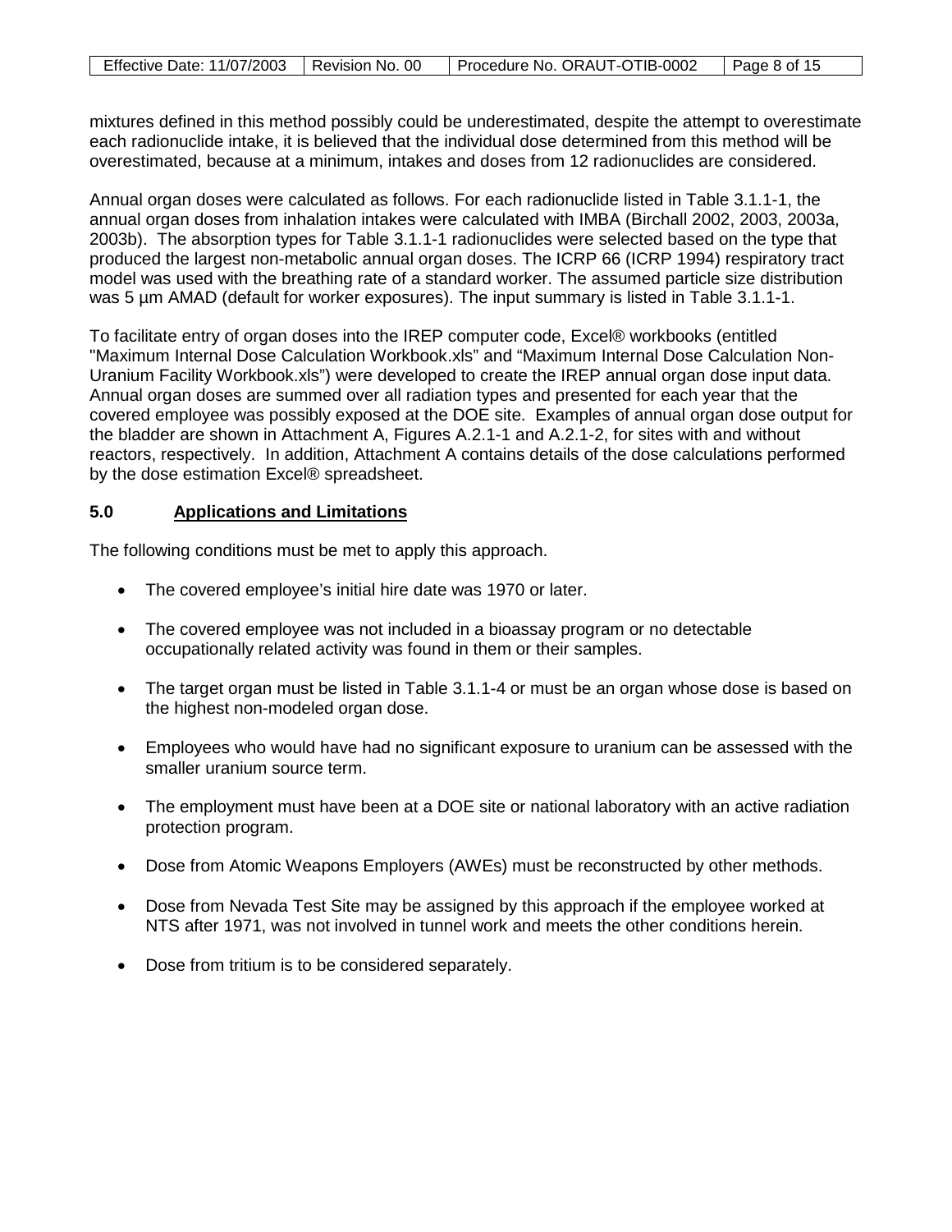mixtures defined in this method possibly could be underestimated, despite the attempt to overestimate each radionuclide intake, it is believed that the individual dose determined from this method will be overestimated, because at a minimum, intakes and doses from 12 radionuclides are considered.

Annual organ doses were calculated as follows. For each radionuclide listed in Table 3.1.1-1, the annual organ doses from inhalation intakes were calculated with IMBA (Birchall 2002, 2003, 2003a, 2003b). The absorption types for Table 3.1.1-1 radionuclides were selected based on the type that produced the largest non-metabolic annual organ doses. The ICRP 66 (ICRP 1994) respiratory tract model was used with the breathing rate of a standard worker. The assumed particle size distribution was 5 µm AMAD (default for worker exposures). The input summary is listed in Table 3.1.1-1.

To facilitate entry of organ doses into the IREP computer code, Excel® workbooks (entitled "Maximum Internal Dose Calculation Workbook.xls" and "Maximum Internal Dose Calculation Non-Uranium Facility Workbook.xls") were developed to create the IREP annual organ dose input data. Annual organ doses are summed over all radiation types and presented for each year that the covered employee was possibly exposed at the DOE site. Examples of annual organ dose output for the bladder are shown in Attachment A, Figures A.2.1-1 and A.2.1-2, for sites with and without reactors, respectively. In addition, Attachment A contains details of the dose calculations performed by the dose estimation Excel® spreadsheet.

## 5.0 Applications and Limitations

The following conditions must be met to apply this approach.

- The covered employee's initial hire date was 1970 or later.
- The covered employee was not included in a bioassay program or no detectable occupationally related activity was found in them or their samples.
- The target organ must be listed in Table 3.1.1-4 or must be an organ whose dose is based on the highest non-modeled organ dose.
- Employees who would have had no significant exposure to uranium can be assessed with the smaller uranium source term.
- The employment must have been at a DOE site or national laboratory with an active radiation protection program.
- Dose from Atomic Weapons Employers (AWEs) must be reconstructed by other methods.
- Dose from Nevada Test Site may be assigned by this approach if the employee worked at NTS after 1971, was not involved in tunnel work and meets the other conditions herein.
- Dose from tritium is to be considered separately.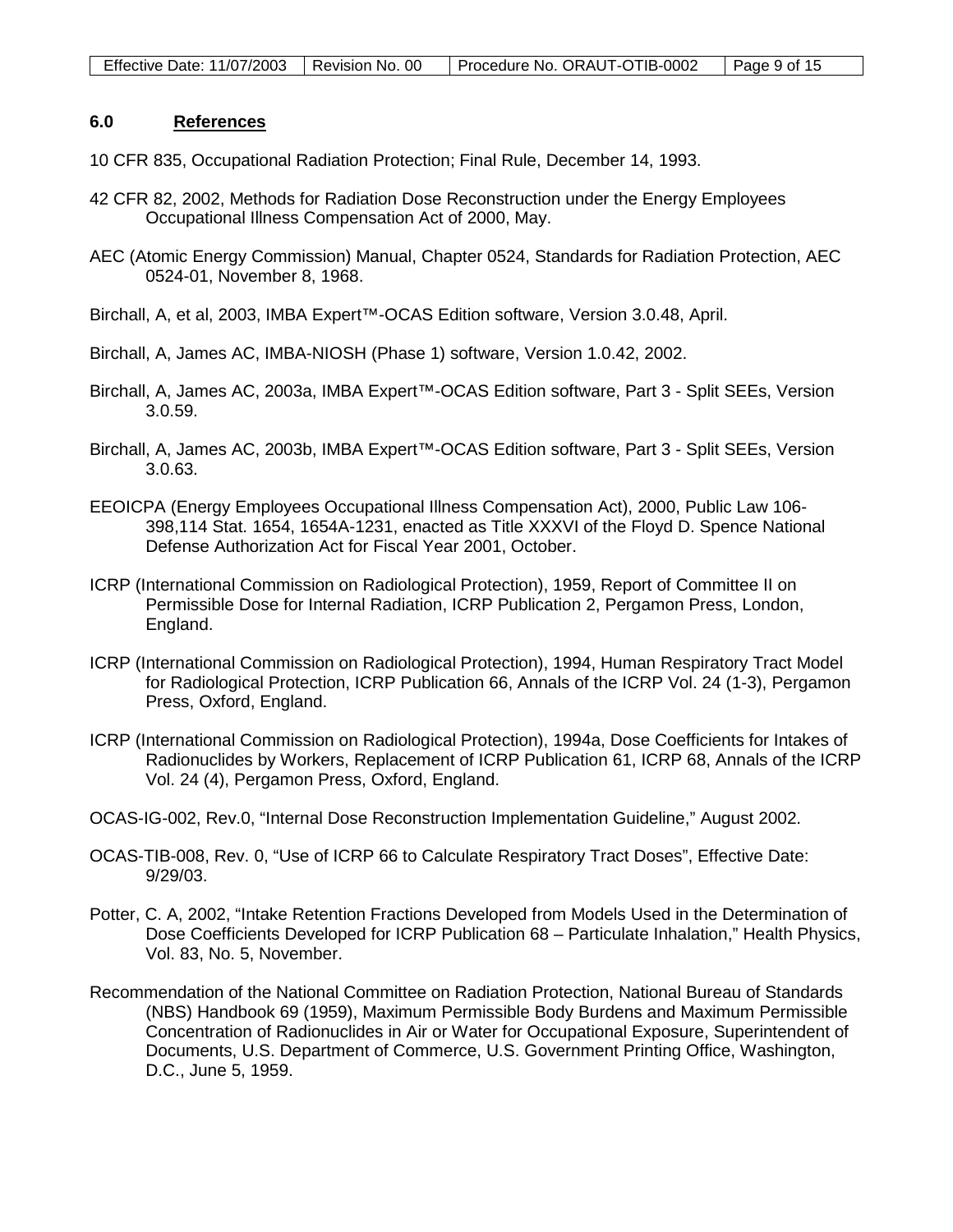## 6.0 References

10 CFR 835, Occupational Radiation Protection; Final Rule, December 14, 1993.

42 CFR 82, 2002, Methods for Radiation Dose Reconstruction under the Energy Employees Occupational Illness Compensation Act of 2000, May.

AEC (Atomic Energy Commission) Manual, Chapter 0524, Standards for Radiation Protection, AEC 0524-01, November 8, 1968.

Birchall, A, et al, 2003, IMBA Expert™-OCAS Edition software, Version 3.0.48, April.

Birchall, A, James AC, IMBA-NIOSH (Phase 1) software, Version 1.0.42, 2002.

Birchall, A, James AC, 2003a, IMBA Expert™-OCAS Edition software, Part 3 - Split SEEs, Version 3.0.59.

Birchall, A, James AC, 2003b, IMBA Expert™-OCAS Edition software, Part 3 - Split SEEs, Version 3.0.63.

EEOICPA (Energy Employees Occupational Illness Compensation Act), 2000, Public Law 106-398,114 Stat. 1654, 1654A-1231, enacted as Title XXXVI of the Floyd D. Spence National Defense Authorization Act for Fiscal Year 2001, October.

ICRP (International Commission on Radiological Protection), 1959, Report of Committee II on Permissible Dose for Internal Radiation, ICRP Publication 2, Pergamon Press, London, England.

ICRP (International Commission on Radiological Protection), 1994, Human Respiratory Tract Model for Radiological Protection, ICRP Publication 66, Annals of the ICRP Vol. 24 (1-3), Pergamon Press, Oxford, England.

ICRP (International Commission on Radiological Protection), 1994a, Dose Coefficients for Intakes of Radionuclides by Workers, Replacement of ICRP Publication 61, ICRP 68, Annals of the ICRP Vol. 24 (4), Pergamon Press, Oxford, England.

OCAS-IG-002, Rev.0, "Internal Dose Reconstruction Implementation Guideline," August 2002.

OCAS-TIB-008, Rev. 0, "Use of ICRP 66 to Calculate Respiratory Tract Doses", Effective Date: 9/29/03.

Potter, C. A, 2002, "Intake Retention Fractions Developed from Models Used in the Determination of Dose Coefficients Developed for ICRP Publication 68 – Particulate Inhalation," Health Physics, Vol. 83, No. 5, November.

Recommendation of the National Committee on Radiation Protection, National Bureau of Standards (NBS) Handbook 69 (1959), Maximum Permissible Body Burdens and Maximum Permissible Concentration of Radionuclides in Air or Water for Occupational Exposure, Superintendent of Documents, U.S. Department of Commerce, U.S. Government Printing Office, Washington, D.C., June 5, 1959.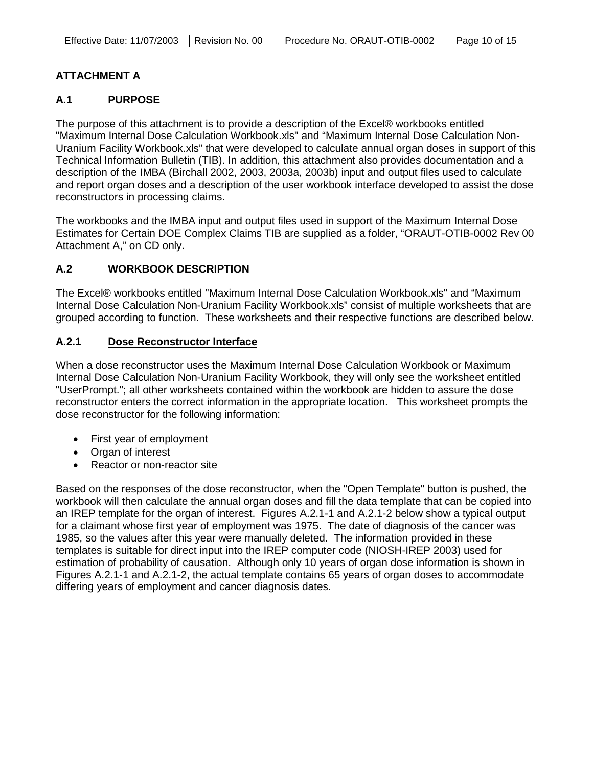## ATTACHMENT A

### A.1 PURPOSE

The purpose of this attachment is to provide a description of the Excel® workbooks entitled "Maximum Internal Dose Calculation Workbook.xls" and "Maximum Internal Dose Calculation Non-Uranium Facility Workbook.xls" that were developed to calculate annual organ doses in support of this Technical Information Bulletin (TIB). In addition, this attachment also provides documentation and a description of the IMBA (Birchall 2002, 2003, 2003a, 2003b) input and output files used to calculate and report organ doses and a description of the user workbook interface developed to assist the dose reconstructors in processing claims.

The workbooks and the IMBA input and output files used in support of the Maximum Internal Dose Estimates for Certain DOE Complex Claims TIB are supplied as a folder, "ORAUT-OTIB-0002 Rev 00 Attachment A," on CD only.

### A.2 WORKBOOK DESCRIPTION

The Excel® workbooks entitled "Maximum Internal Dose Calculation Workbook.xls" and "Maximum Internal Dose Calculation Non-Uranium Facility Workbook.xls" consist of multiple worksheets that are grouped according to function. These worksheets and their respective functions are described below.

#### A.2.1 Dose Reconstructor Interface

When a dose reconstructor uses the Maximum Internal Dose Calculation Workbook or Maximum Internal Dose Calculation Non-Uranium Facility Workbook, they will only see the worksheet entitled "UserPrompt."; all other worksheets contained within the workbook are hidden to assure the dose reconstructor enters the correct information in the appropriate location. This worksheet prompts the dose reconstructor for the following information:

- First year of employment
- Organ of interest
- Reactor or non-reactor site

Based on the responses of the dose reconstructor, when the "Open Template" button is pushed, the workbook will then calculate the annual organ doses and fill the data template that can be copied into an IREP template for the organ of interest. Figures A.2.1-1 and A.2.1-2 below show a typical output for a claimant whose first year of employment was 1975. The date of diagnosis of the cancer was 1985, so the values after this year were manually deleted. The information provided in these templates is suitable for direct input into the IREP computer code (NIOSH-IREP 2003) used for estimation of probability of causation. Although only 10 years of organ dose information is shown in Figures A.2.1-1 and A.2.1-2, the actual template contains 65 years of organ doses to accommodate differing years of employment and cancer diagnosis dates.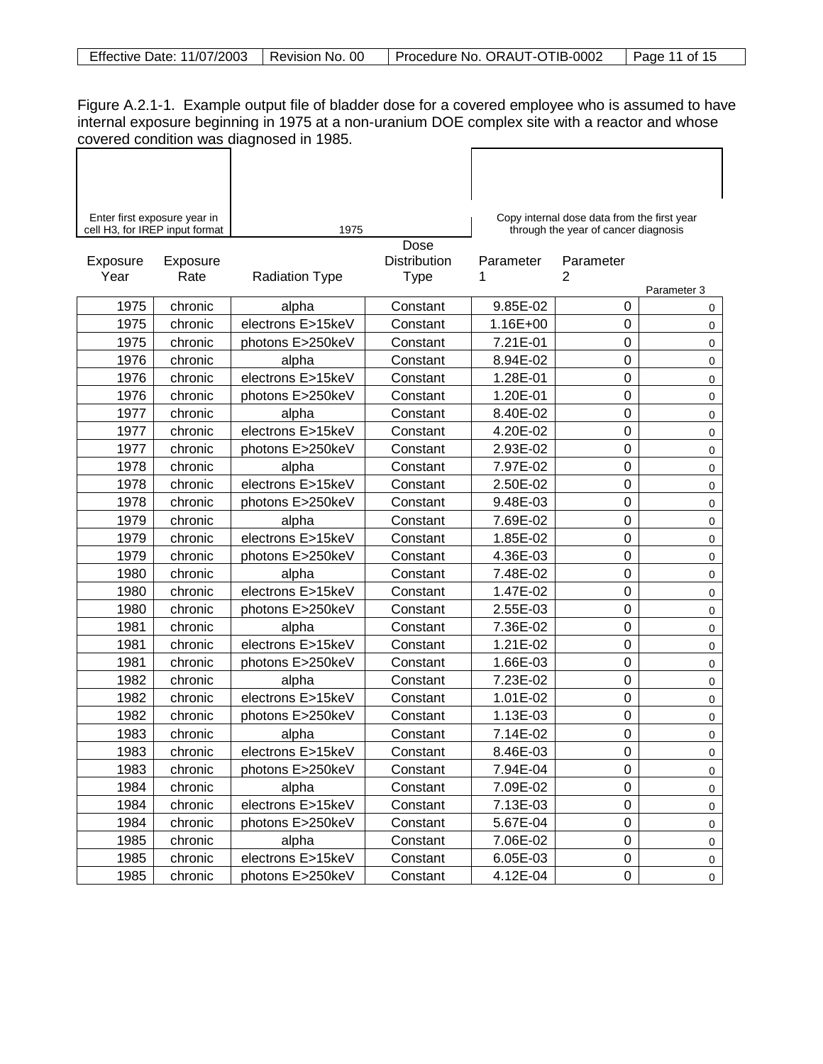Figure A.2.1-1. Example output file of bladder dose for a covered employee who is assumed to have internal exposure beginning in 1975 at a non-uranium DOE complex site with a reactor and whose covered condition was diagnosed in 1985.

| Enter first exposure year in cell H3, for IREP input format | | 1975 | | Copy internal dose data from the first year through the year of cancer diagnosis | | |
|---|---|---|---|---|---|---|
| **Exposure Year** | **Exposure Rate** | **Radiation Type** | **Dose Distribution Type** | **Parameter 1** | **Parameter 2** | **Parameter 3** |
| 1975 | chronic | alpha | Constant | 9.85E-02 | 0 | 0 |
| 1975 | chronic | electrons E>15keV | Constant | 1.16E+00 | 0 | 0 |
| 1975 | chronic | photons E>250keV | Constant | 7.21E-01 | 0 | 0 |
| 1976 | chronic | alpha | Constant | 8.94E-02 | 0 | 0 |
| 1976 | chronic | electrons E>15keV | Constant | 1.28E-01 | 0 | 0 |
| 1976 | chronic | photons E>250keV | Constant | 1.20E-01 | 0 | 0 |
| 1977 | chronic | alpha | Constant | 8.40E-02 | 0 | 0 |
| 1977 | chronic | electrons E>15keV | Constant | 4.20E-02 | 0 | 0 |
| 1977 | chronic | photons E>250keV | Constant | 2.93E-02 | 0 | 0 |
| 1978 | chronic | alpha | Constant | 7.97E-02 | 0 | 0 |
| 1978 | chronic | electrons E>15keV | Constant | 2.50E-02 | 0 | 0 |
| 1978 | chronic | photons E>250keV | Constant | 9.48E-03 | 0 | 0 |
| 1979 | chronic | alpha | Constant | 7.69E-02 | 0 | 0 |
| 1979 | chronic | electrons E>15keV | Constant | 1.85E-02 | 0 | 0 |
| 1979 | chronic | photons E>250keV | Constant | 4.36E-03 | 0 | 0 |
| 1980 | chronic | alpha | Constant | 7.48E-02 | 0 | 0 |
| 1980 | chronic | electrons E>15keV | Constant | 1.47E-02 | 0 | 0 |
| 1980 | chronic | photons E>250keV | Constant | 2.55E-03 | 0 | 0 |
| 1981 | chronic | alpha | Constant | 7.36E-02 | 0 | 0 |
| 1981 | chronic | electrons E>15keV | Constant | 1.21E-02 | 0 | 0 |
| 1981 | chronic | photons E>250keV | Constant | 1.66E-03 | 0 | 0 |
| 1982 | chronic | alpha | Constant | 7.23E-02 | 0 | 0 |
| 1982 | chronic | electrons E>15keV | Constant | 1.01E-02 | 0 | 0 |
| 1982 | chronic | photons E>250keV | Constant | 1.13E-03 | 0 | 0 |
| 1983 | chronic | alpha | Constant | 7.14E-02 | 0 | 0 |
| 1983 | chronic | electrons E>15keV | Constant | 8.46E-03 | 0 | 0 |
| 1983 | chronic | photons E>250keV | Constant | 7.94E-04 | 0 | 0 |
| 1984 | chronic | alpha | Constant | 7.09E-02 | 0 | 0 |
| 1984 | chronic | electrons E>15keV | Constant | 7.13E-03 | 0 | 0 |
| 1984 | chronic | photons E>250keV | Constant | 5.67E-04 | 0 | 0 |
| 1985 | chronic | alpha | Constant | 7.06E-02 | 0 | 0 |
| 1985 | chronic | electrons E>15keV | Constant | 6.05E-03 | 0 | 0 |
| 1985 | chronic | photons E>250keV | Constant | 4.12E-04 | 0 | 0 |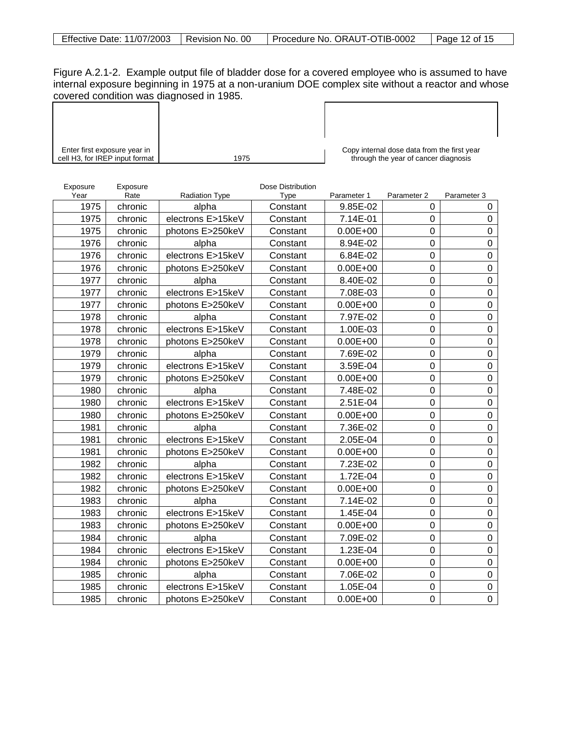Figure A.2.1-2. Example output file of bladder dose for a covered employee who is assumed to have internal exposure beginning in 1975 at a non-uranium DOE complex site without a reactor and whose covered condition was diagnosed in 1985.

| Enter first exposure year in cell H3, for IREP input format | 1975 | Copy internal dose data from the first year through the year of cancer diagnosis |
|---|---|---|

| Exposure Year | Exposure Rate | Radiation Type | Dose Distribution Type | Parameter 1 | Parameter 2 | Parameter 3 |
|---|---|---|---|---|---|---|
| 1975 | chronic | alpha | Constant | 9.85E-02 | 0 | 0 |
| 1975 | chronic | electrons E>15keV | Constant | 7.14E-01 | 0 | 0 |
| 1975 | chronic | photons E>250keV | Constant | 0.00E+00 | 0 | 0 |
| 1976 | chronic | alpha | Constant | 8.94E-02 | 0 | 0 |
| 1976 | chronic | electrons E>15keV | Constant | 6.84E-02 | 0 | 0 |
| 1976 | chronic | photons E>250keV | Constant | 0.00E+00 | 0 | 0 |
| 1977 | chronic | alpha | Constant | 8.40E-02 | 0 | 0 |
| 1977 | chronic | electrons E>15keV | Constant | 7.08E-03 | 0 | 0 |
| 1977 | chronic | photons E>250keV | Constant | 0.00E+00 | 0 | 0 |
| 1978 | chronic | alpha | Constant | 7.97E-02 | 0 | 0 |
| 1978 | chronic | electrons E>15keV | Constant | 1.00E-03 | 0 | 0 |
| 1978 | chronic | photons E>250keV | Constant | 0.00E+00 | 0 | 0 |
| 1979 | chronic | alpha | Constant | 7.69E-02 | 0 | 0 |
| 1979 | chronic | electrons E>15keV | Constant | 3.59E-04 | 0 | 0 |
| 1979 | chronic | photons E>250keV | Constant | 0.00E+00 | 0 | 0 |
| 1980 | chronic | alpha | Constant | 7.48E-02 | 0 | 0 |
| 1980 | chronic | electrons E>15keV | Constant | 2.51E-04 | 0 | 0 |
| 1980 | chronic | photons E>250keV | Constant | 0.00E+00 | 0 | 0 |
| 1981 | chronic | alpha | Constant | 7.36E-02 | 0 | 0 |
| 1981 | chronic | electrons E>15keV | Constant | 2.05E-04 | 0 | 0 |
| 1981 | chronic | photons E>250keV | Constant | 0.00E+00 | 0 | 0 |
| 1982 | chronic | alpha | Constant | 7.23E-02 | 0 | 0 |
| 1982 | chronic | electrons E>15keV | Constant | 1.72E-04 | 0 | 0 |
| 1982 | chronic | photons E>250keV | Constant | 0.00E+00 | 0 | 0 |
| 1983 | chronic | alpha | Constant | 7.14E-02 | 0 | 0 |
| 1983 | chronic | electrons E>15keV | Constant | 1.45E-04 | 0 | 0 |
| 1983 | chronic | photons E>250keV | Constant | 0.00E+00 | 0 | 0 |
| 1984 | chronic | alpha | Constant | 7.09E-02 | 0 | 0 |
| 1984 | chronic | electrons E>15keV | Constant | 1.23E-04 | 0 | 0 |
| 1984 | chronic | photons E>250keV | Constant | 0.00E+00 | 0 | 0 |
| 1985 | chronic | alpha | Constant | 7.06E-02 | 0 | 0 |
| 1985 | chronic | electrons E>15keV | Constant | 1.05E-04 | 0 | 0 |
| 1985 | chronic | photons E>250keV | Constant | 0.00E+00 | 0 | 0 |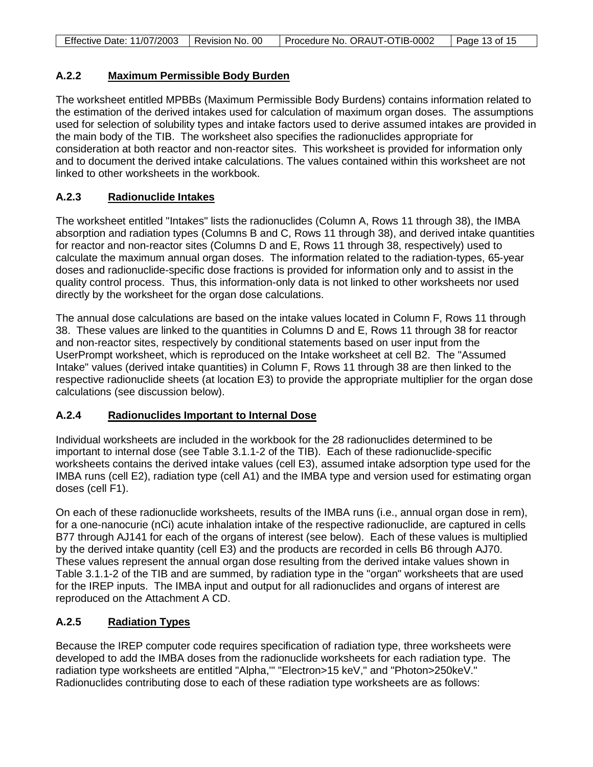### A.2.2 Maximum Permissible Body Burden

The worksheet entitled MPBBs (Maximum Permissible Body Burdens) contains information related to the estimation of the derived intakes used for calculation of maximum organ doses. The assumptions used for selection of solubility types and intake factors used to derive assumed intakes are provided in the main body of the TIB. The worksheet also specifies the radionuclides appropriate for consideration at both reactor and non-reactor sites. This worksheet is provided for information only and to document the derived intake calculations. The values contained within this worksheet are not linked to other worksheets in the workbook.

### A.2.3 Radionuclide Intakes

The worksheet entitled "Intakes" lists the radionuclides (Column A, Rows 11 through 38), the IMBA absorption and radiation types (Columns B and C, Rows 11 through 38), and derived intake quantities for reactor and non-reactor sites (Columns D and E, Rows 11 through 38, respectively) used to calculate the maximum annual organ doses. The information related to the radiation-types, 65-year doses and radionuclide-specific dose fractions is provided for information only and to assist in the quality control process. Thus, this information-only data is not linked to other worksheets nor used directly by the worksheet for the organ dose calculations.

The annual dose calculations are based on the intake values located in Column F, Rows 11 through 38. These values are linked to the quantities in Columns D and E, Rows 11 through 38 for reactor and non-reactor sites, respectively by conditional statements based on user input from the UserPrompt worksheet, which is reproduced on the Intake worksheet at cell B2. The "Assumed Intake" values (derived intake quantities) in Column F, Rows 11 through 38 are then linked to the respective radionuclide sheets (at location E3) to provide the appropriate multiplier for the organ dose calculations (see discussion below).

### A.2.4 Radionuclides Important to Internal Dose

Individual worksheets are included in the workbook for the 28 radionuclides determined to be important to internal dose (see Table 3.1.1-2 of the TIB). Each of these radionuclide-specific worksheets contains the derived intake values (cell E3), assumed intake adsorption type used for the IMBA runs (cell E2), radiation type (cell A1) and the IMBA type and version used for estimating organ doses (cell F1).

On each of these radionuclide worksheets, results of the IMBA runs (i.e., annual organ dose in rem), for a one-nanocurie (nCi) acute inhalation intake of the respective radionuclide, are captured in cells B77 through AJ141 for each of the organs of interest (see below). Each of these values is multiplied by the derived intake quantity (cell E3) and the products are recorded in cells B6 through AJ70. These values represent the annual organ dose resulting from the derived intake values shown in Table 3.1.1-2 of the TIB and are summed, by radiation type in the "organ" worksheets that are used for the IREP inputs. The IMBA input and output for all radionuclides and organs of interest are reproduced on the Attachment A CD.

### A.2.5 Radiation Types

Because the IREP computer code requires specification of radiation type, three worksheets were developed to add the IMBA doses from the radionuclide worksheets for each radiation type. The radiation type worksheets are entitled "Alpha,'" "Electron>15 keV," and "Photon>250keV." Radionuclides contributing dose to each of these radiation type worksheets are as follows: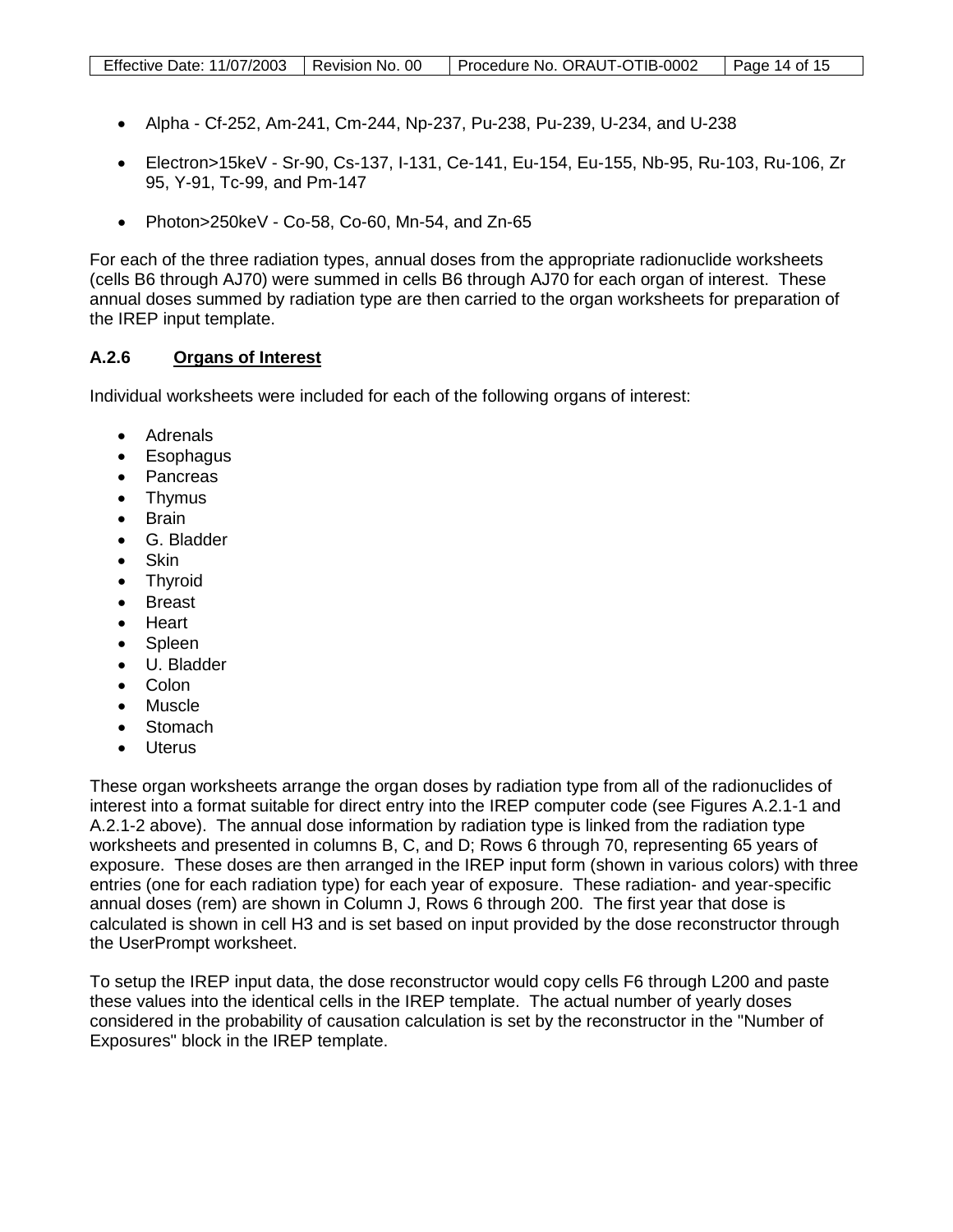- Alpha - Cf-252, Am-241, Cm-244, Np-237, Pu-238, Pu-239, U-234, and U-238
- Electron>15keV - Sr-90, Cs-137, I-131, Ce-141, Eu-154, Eu-155, Nb-95, Ru-103, Ru-106, Zr 95, Y-91, Tc-99, and Pm-147
- Photon>250keV - Co-58, Co-60, Mn-54, and Zn-65

For each of the three radiation types, annual doses from the appropriate radionuclide worksheets (cells B6 through AJ70) were summed in cells B6 through AJ70 for each organ of interest. These annual doses summed by radiation type are then carried to the organ worksheets for preparation of the IREP input template.

### A.2.6 Organs of Interest

Individual worksheets were included for each of the following organs of interest:

- Adrenals
- Esophagus
- Pancreas
- Thymus
- Brain
- G. Bladder
- Skin
- Thyroid
- Breast
- Heart
- Spleen
- U. Bladder
- Colon
- Muscle
- Stomach
- Uterus

These organ worksheets arrange the organ doses by radiation type from all of the radionuclides of interest into a format suitable for direct entry into the IREP computer code (see Figures A.2.1-1 and A.2.1-2 above). The annual dose information by radiation type is linked from the radiation type worksheets and presented in columns B, C, and D; Rows 6 through 70, representing 65 years of exposure. These doses are then arranged in the IREP input form (shown in various colors) with three entries (one for each radiation type) for each year of exposure. These radiation- and year-specific annual doses (rem) are shown in Column J, Rows 6 through 200. The first year that dose is calculated is shown in cell H3 and is set based on input provided by the dose reconstructor through the UserPrompt worksheet.

To setup the IREP input data, the dose reconstructor would copy cells F6 through L200 and paste these values into the identical cells in the IREP template. The actual number of yearly doses considered in the probability of causation calculation is set by the reconstructor in the "Number of Exposures" block in the IREP template.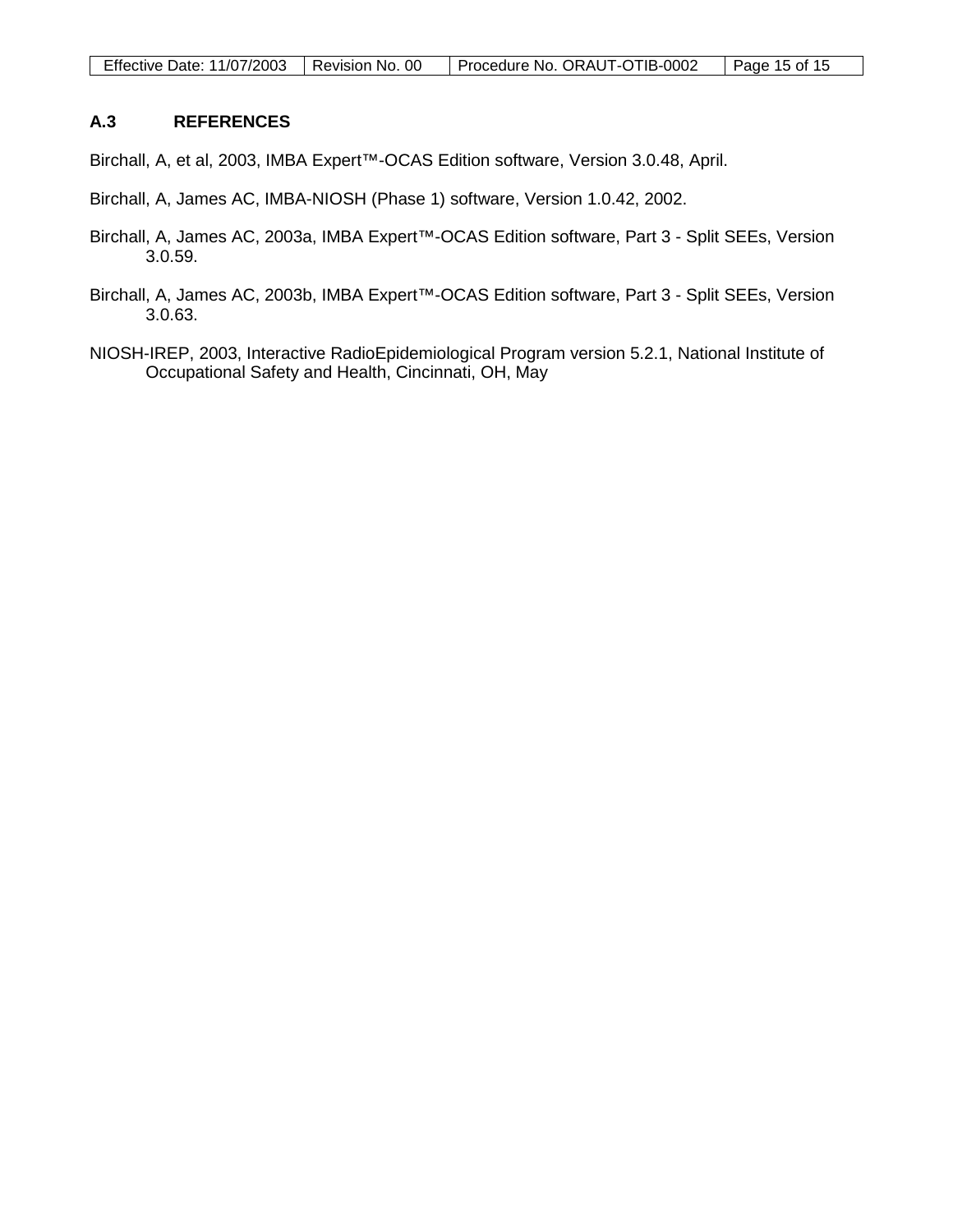## A.3 REFERENCES

Birchall, A, et al, 2003, IMBA Expert™-OCAS Edition software, Version 3.0.48, April.

Birchall, A, James AC, IMBA-NIOSH (Phase 1) software, Version 1.0.42, 2002.

Birchall, A, James AC, 2003a, IMBA Expert™-OCAS Edition software, Part 3 - Split SEEs, Version 3.0.59.

Birchall, A, James AC, 2003b, IMBA Expert™-OCAS Edition software, Part 3 - Split SEEs, Version 3.0.63.

NIOSH-IREP, 2003, Interactive RadioEpidemiological Program version 5.2.1, National Institute of Occupational Safety and Health, Cincinnati, OH, May